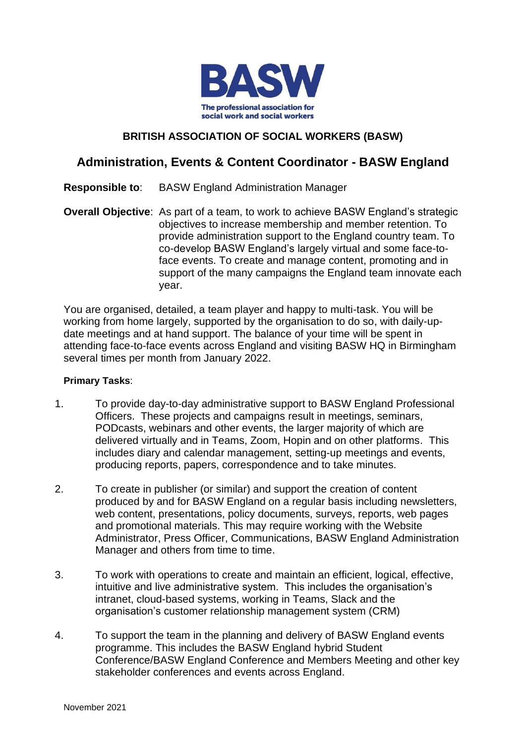BASW

The professional association for social work and social workers

# BRITISH ASSOCIATION OF SOCIAL WORKERS (BASW)

## Administration, Events & Content Coordinator - BASW England

**Responsible to**: BASW England Administration Manager

**Overall Objective**: As part of a team, to work to achieve BASW England's strategic objectives to increase membership and member retention. To provide administration support to the England country team. To co-develop BASW England's largely virtual and some face-to-face events. To create and manage content, promoting and in support of the many campaigns the England team innovate each year.

You are organised, detailed, a team player and happy to multi-task. You will be working from home largely, supported by the organisation to do so, with daily-up-date meetings and at hand support. The balance of your time will be spent in attending face-to-face events across England and visiting BASW HQ in Birmingham several times per month from January 2022.

**Primary Tasks**:

1. To provide day-to-day administrative support to BASW England Professional Officers. These projects and campaigns result in meetings, seminars, PODcasts, webinars and other events, the larger majority of which are delivered virtually and in Teams, Zoom, Hopin and on other platforms. This includes diary and calendar management, setting-up meetings and events, producing reports, papers, correspondence and to take minutes.

2. To create in publisher (or similar) and support the creation of content produced by and for BASW England on a regular basis including newsletters, web content, presentations, policy documents, surveys, reports, web pages and promotional materials. This may require working with the Website Administrator, Press Officer, Communications, BASW England Administration Manager and others from time to time.

3. To work with operations to create and maintain an efficient, logical, effective, intuitive and live administrative system. This includes the organisation's intranet, cloud-based systems, working in Teams, Slack and the organisation's customer relationship management system (CRM)

4. To support the team in the planning and delivery of BASW England events programme. This includes the BASW England hybrid Student Conference/BASW England Conference and Members Meeting and other key stakeholder conferences and events across England.

November 2021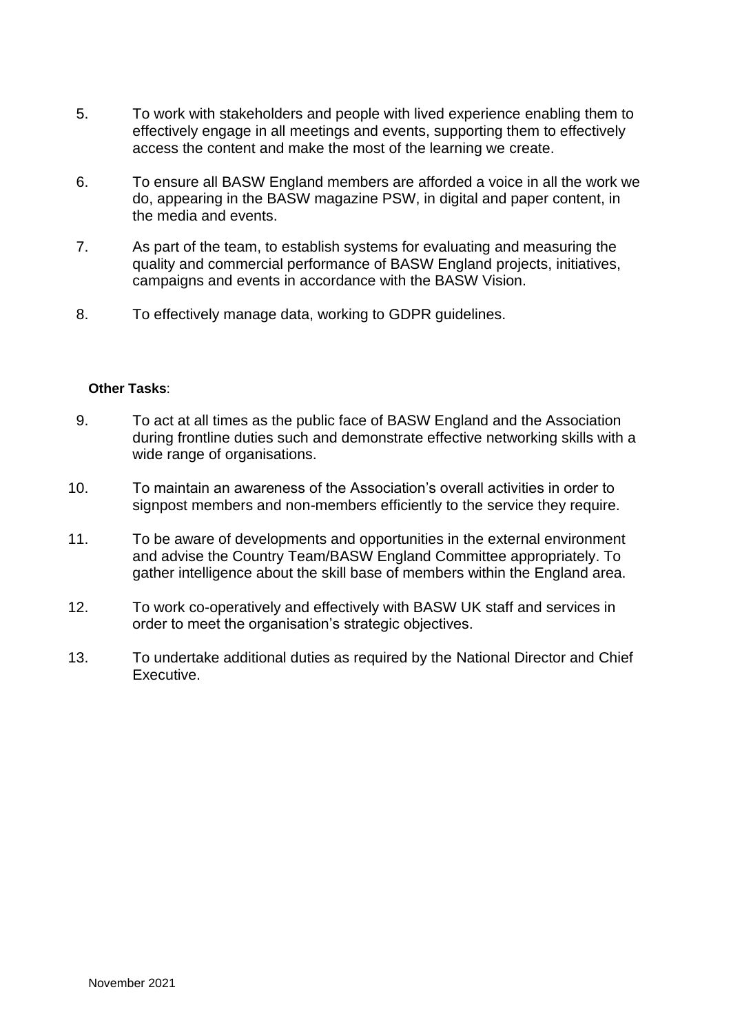5. To work with stakeholders and people with lived experience enabling them to effectively engage in all meetings and events, supporting them to effectively access the content and make the most of the learning we create.

6. To ensure all BASW England members are afforded a voice in all the work we do, appearing in the BASW magazine PSW, in digital and paper content, in the media and events.

7. As part of the team, to establish systems for evaluating and measuring the quality and commercial performance of BASW England projects, initiatives, campaigns and events in accordance with the BASW Vision.

8. To effectively manage data, working to GDPR guidelines.

**Other Tasks**:

9. To act at all times as the public face of BASW England and the Association during frontline duties such and demonstrate effective networking skills with a wide range of organisations.

10. To maintain an awareness of the Association's overall activities in order to signpost members and non-members efficiently to the service they require.

11. To be aware of developments and opportunities in the external environment and advise the Country Team/BASW England Committee appropriately. To gather intelligence about the skill base of members within the England area.

12. To work co-operatively and effectively with BASW UK staff and services in order to meet the organisation's strategic objectives.

13. To undertake additional duties as required by the National Director and Chief Executive.

November 2021